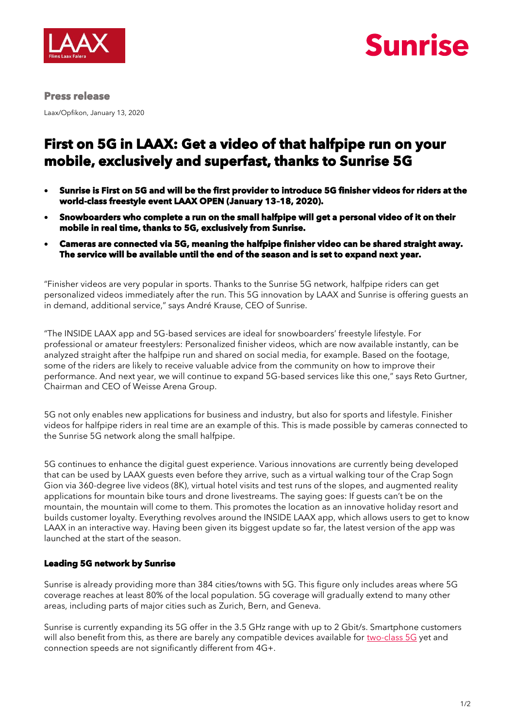**Press release**

Laax/Opfikon, January 13, 2020

# First on 5G in LAAX: Get a video of that halfpipe run on your mobile, exclusively and superfast, thanks to Sunrise 5G

- **Sunrise is First on 5G and will be the first provider to introduce 5G finisher videos for riders at the world-class freestyle event LAAX OPEN (January 13–18, 2020).**
- **Snowboarders who complete a run on the small halfpipe will get a personal video of it on their mobile in real time, thanks to 5G, exclusively from Sunrise.**
- **Cameras are connected via 5G, meaning the halfpipe finisher video can be shared straight away. The service will be available until the end of the season and is set to expand next year.**

"Finisher videos are very popular in sports. Thanks to the Sunrise 5G network, halfpipe riders can get personalized videos immediately after the run. This 5G innovation by LAAX and Sunrise is offering guests an in demand, additional service," says André Krause, CEO of Sunrise.

"The INSIDE LAAX app and 5G-based services are ideal for snowboarders' freestyle lifestyle. For professional or amateur freestylers: Personalized finisher videos, which are now available instantly, can be analyzed straight after the halfpipe run and shared on social media, for example. Based on the footage, some of the riders are likely to receive valuable advice from the community on how to improve their performance. And next year, we will continue to expand 5G-based services like this one," says Reto Gurtner, Chairman and CEO of Weisse Arena Group.

5G not only enables new applications for business and industry, but also for sports and lifestyle. Finisher videos for halfpipe riders in real time are an example of this. This is made possible by cameras connected to the Sunrise 5G network along the small halfpipe.

5G continues to enhance the digital guest experience. Various innovations are currently being developed that can be used by LAAX guests even before they arrive, such as a virtual walking tour of the Crap Sogn Gion via 360-degree live videos (8K), virtual hotel visits and test runs of the slopes, and augmented reality applications for mountain bike tours and drone livestreams. The saying goes: If guests can't be on the mountain, the mountain will come to them. This promotes the location as an innovative holiday resort and builds customer loyalty. Everything revolves around the INSIDE LAAX app, which allows users to get to know LAAX in an interactive way. Having been given its biggest update so far, the latest version of the app was launched at the start of the season.

### Leading 5G network by Sunrise

Sunrise is already providing more than 384 cities/towns with 5G. This figure only includes areas where 5G coverage reaches at least 80% of the local population. 5G coverage will gradually extend to many other areas, including parts of major cities such as Zurich, Bern, and Geneva.

Sunrise is currently expanding its 5G offer in the 3.5 GHz range with up to 2 Gbit/s. Smartphone customers will also benefit from this, as there are barely any compatible devices available for two-class 5G yet and connection speeds are not significantly different from 4G+.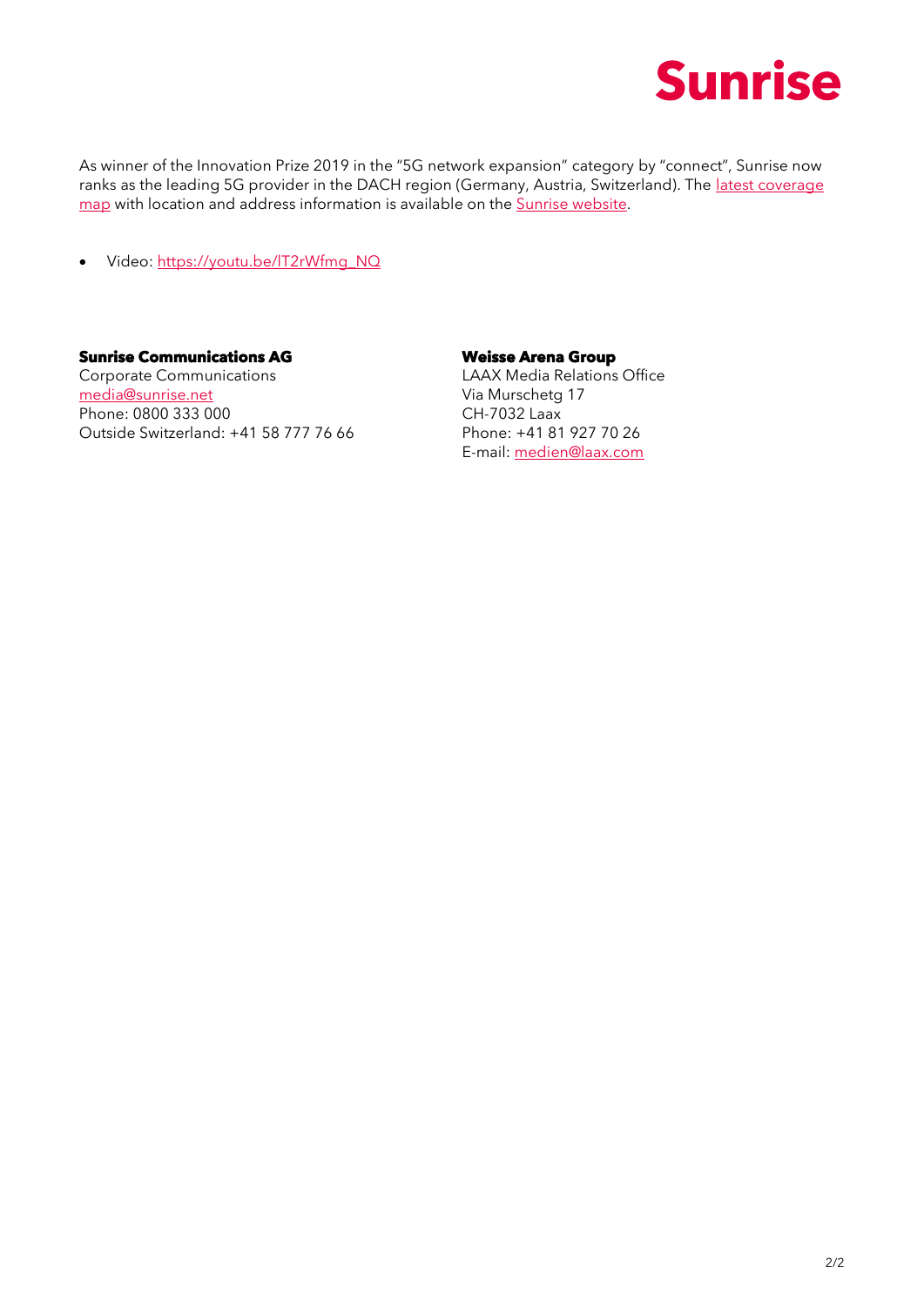As winner of the Innovation Prize 2019 in the "5G network expansion" category by "connect", Sunrise now ranks as the leading 5G provider in the DACH region (Germany, Austria, Switzerland). The latest coverage map with location and address information is available on the Sunrise website.

- Video: https://youtu.be/lT2rWfmg_NQ

**Sunrise Communications AG**
Corporate Communications
media@sunrise.net
Phone: 0800 333 000
Outside Switzerland: +41 58 777 76 66

**Weisse Arena Group**
LAAX Media Relations Office
Via Murschetg 17
CH-7032 Laax
Phone: +41 81 927 70 26
E-mail: medien@laax.com